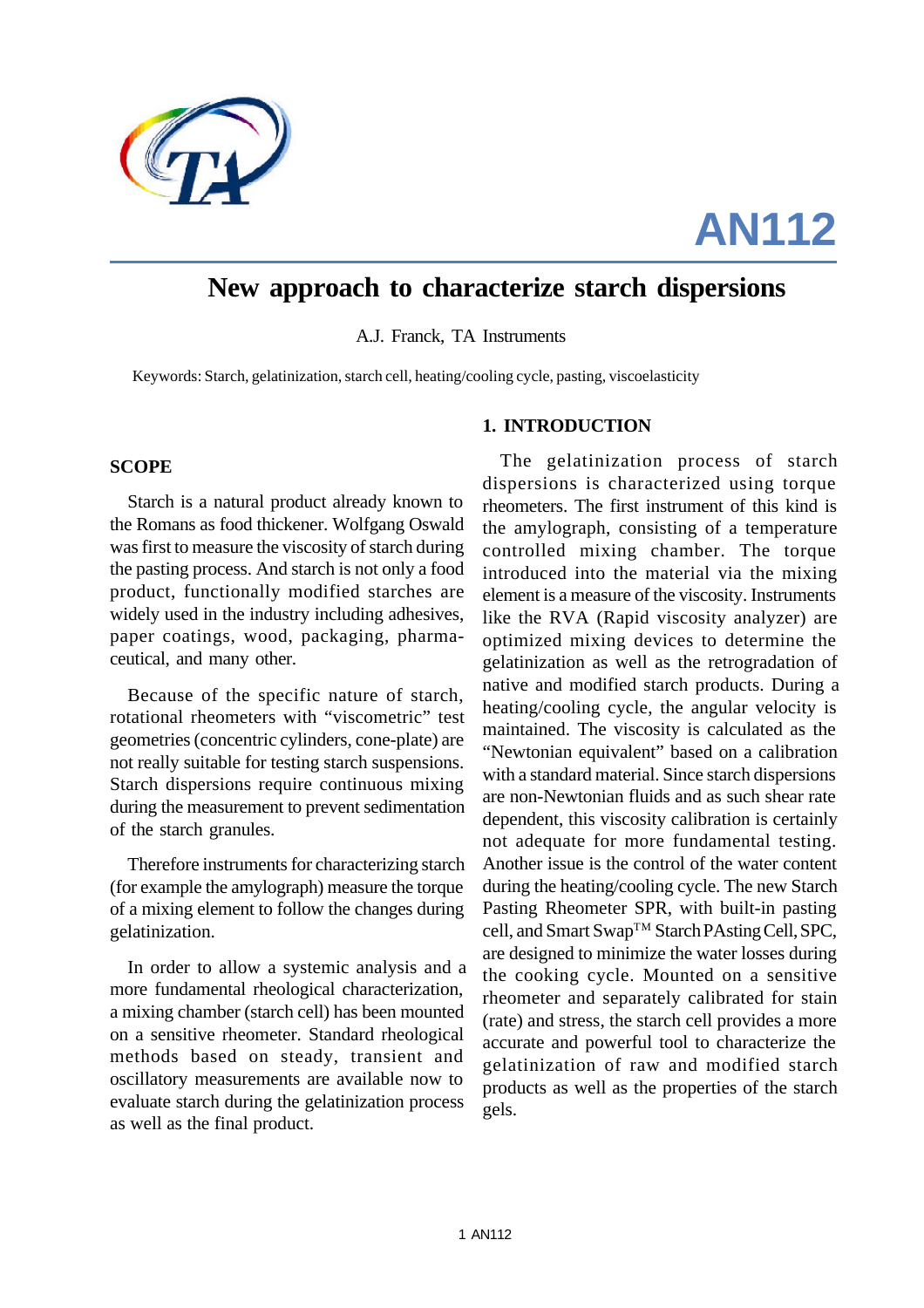# AN112

## New approach to characterize starch dispersions

A.J. Franck, TA Instruments

Keywords: Starch, gelatinization, starch cell, heating/cooling cycle, pasting, viscoelasticity

## SCOPE

Starch is a natural product already known to the Romans as food thickener. Wolfgang Oswald was first to measure the viscosity of starch during the pasting process. And starch is not only a food product, functionally modified starches are widely used in the industry including adhesives, paper coatings, wood, packaging, pharmaceutical, and many other.

Because of the specific nature of starch, rotational rheometers with "viscometric" test geometries (concentric cylinders, cone-plate) are not really suitable for testing starch suspensions. Starch dispersions require continuous mixing during the measurement to prevent sedimentation of the starch granules.

Therefore instruments for characterizing starch (for example the amylograph) measure the torque of a mixing element to follow the changes during gelatinization.

In order to allow a systemic analysis and a more fundamental rheological characterization, a mixing chamber (starch cell) has been mounted on a sensitive rheometer. Standard rheological methods based on steady, transient and oscillatory measurements are available now to evaluate starch during the gelatinization process as well as the final product.

## 1. INTRODUCTION

The gelatinization process of starch dispersions is characterized using torque rheometers. The first instrument of this kind is the amylograph, consisting of a temperature controlled mixing chamber. The torque introduced into the material via the mixing element is a measure of the viscosity. Instruments like the RVA (Rapid viscosity analyzer) are optimized mixing devices to determine the gelatinization as well as the retrogradation of native and modified starch products. During a heating/cooling cycle, the angular velocity is maintained. The viscosity is calculated as the "Newtonian equivalent" based on a calibration with a standard material. Since starch dispersions are non-Newtonian fluids and as such shear rate dependent, this viscosity calibration is certainly not adequate for more fundamental testing. Another issue is the control of the water content during the heating/cooling cycle. The new Starch Pasting Rheometer SPR, with built-in pasting cell, and Smart Swap™ Starch PAsting Cell, SPC, are designed to minimize the water losses during the cooking cycle. Mounted on a sensitive rheometer and separately calibrated for stain (rate) and stress, the starch cell provides a more accurate and powerful tool to characterize the gelatinization of raw and modified starch products as well as the properties of the starch gels.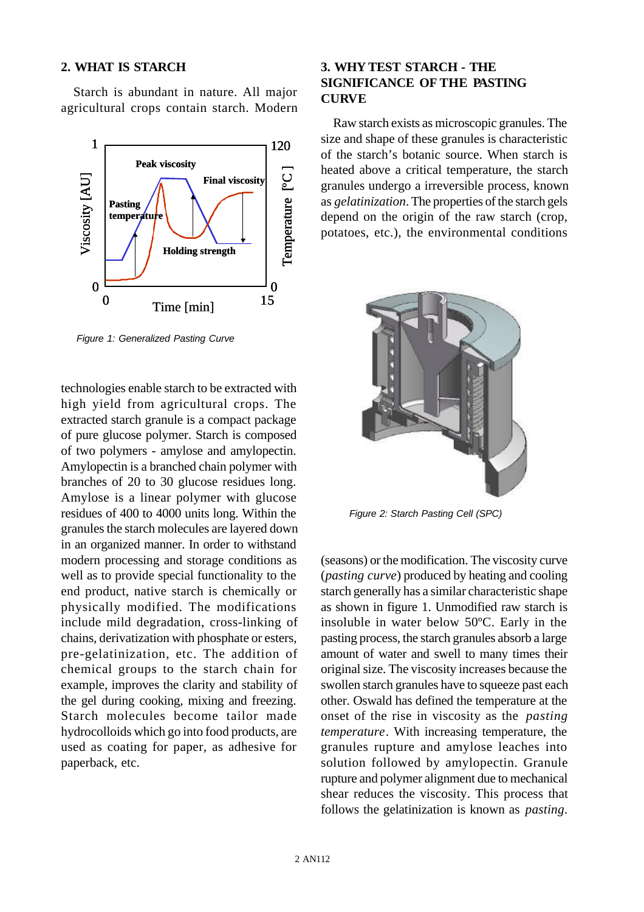## 2. WHAT IS STARCH

Starch is abundant in nature. All major agricultural crops contain starch. Modern technologies enable starch to be extracted with high yield from agricultural crops. The extracted starch granule is a compact package of pure glucose polymer. Starch is composed of two polymers - amylose and amylopectin. Amylopectin is a branched chain polymer with branches of 20 to 30 glucose residues long. Amylose is a linear polymer with glucose residues of 400 to 4000 units long. Within the granules the starch molecules are layered down in an organized manner. In order to withstand modern processing and storage conditions as well as to provide special functionality to the end product, native starch is chemically or physically modified. The modifications include mild degradation, cross-linking of chains, derivatization with phosphate or esters, pre-gelatinization, etc. The addition of chemical groups to the starch chain for example, improves the clarity and stability of the gel during cooking, mixing and freezing. Starch molecules become tailor made hydrocolloids which go into food products, are used as coating for paper, as adhesive for paperback, etc.

*Figure 1: Generalized Pasting Curve*

## 3. WHY TEST STARCH - THE SIGNIFICANCE OF THE PASTING CURVE

Raw starch exists as microscopic granules. The size and shape of these granules is characteristic of the starch's botanic source. When starch is heated above a critical temperature, the starch granules undergo a irreversible process, known as *gelatinization*. The properties of the starch gels depend on the origin of the raw starch (crop, potatoes, etc.), the environmental conditions (seasons) or the modification. The viscosity curve (*pasting curve*) produced by heating and cooling starch generally has a similar characteristic shape as shown in figure 1. Unmodified raw starch is insoluble in water below 50ºC. Early in the pasting process, the starch granules absorb a large amount of water and swell to many times their original size. The viscosity increases because the swollen starch granules have to squeeze past each other. Oswald has defined the temperature at the onset of the rise in viscosity as the *pasting temperature*. With increasing temperature, the granules rupture and amylose leaches into solution followed by amylopectin. Granule rupture and polymer alignment due to mechanical shear reduces the viscosity. This process that follows the gelatinization is known as *pasting*.

*Figure 2: Starch Pasting Cell (SPC)*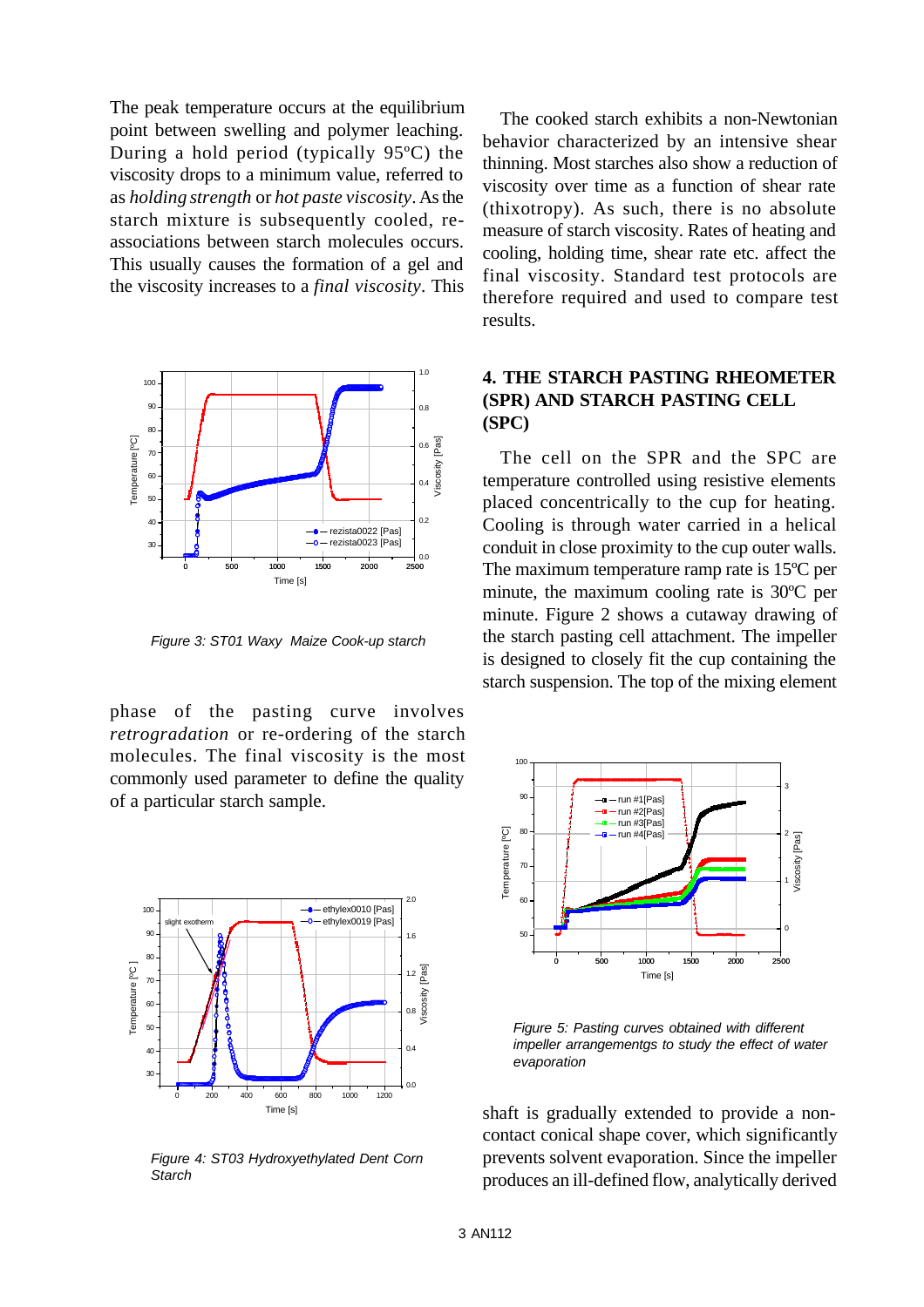The peak temperature occurs at the equilibrium point between swelling and polymer leaching. During a hold period (typically 95ºC) the viscosity drops to a minimum value, referred to as *holding strength* or *hot paste viscosity*. As the starch mixture is subsequently cooled, re-associations between starch molecules occurs. This usually causes the formation of a gel and the viscosity increases to a *final viscosity*. This phase of the pasting curve involves *retrogradation* or re-ordering of the starch molecules. The final viscosity is the most commonly used parameter to define the quality of a particular starch sample.

*Figure 3: ST01 Waxy Maize Cook-up starch*

*Figure 4: ST03 Hydroxyethylated Dent Corn Starch*

The cooked starch exhibits a non-Newtonian behavior characterized by an intensive shear thinning. Most starches also show a reduction of viscosity over time as a function of shear rate (thixotropy). As such, there is no absolute measure of starch viscosity. Rates of heating and cooling, holding time, shear rate etc. affect the final viscosity. Standard test protocols are therefore required and used to compare test results.

## 4. THE STARCH PASTING RHEOMETER (SPR) AND STARCH PASTING CELL (SPC)

The cell on the SPR and the SPC are temperature controlled using resistive elements placed concentrically to the cup for heating. Cooling is through water carried in a helical conduit in close proximity to the cup outer walls. The maximum temperature ramp rate is 15ºC per minute, the maximum cooling rate is 30ºC per minute. Figure 2 shows a cutaway drawing of the starch pasting cell attachment. The impeller is designed to closely fit the cup containing the starch suspension. The top of the mixing element shaft is gradually extended to provide a non-contact conical shape cover, which significantly prevents solvent evaporation. Since the impeller produces an ill-defined flow, analytically derived

*Figure 5: Pasting curves obtained with different impeller arrangementgs to study the effect of water evaporation*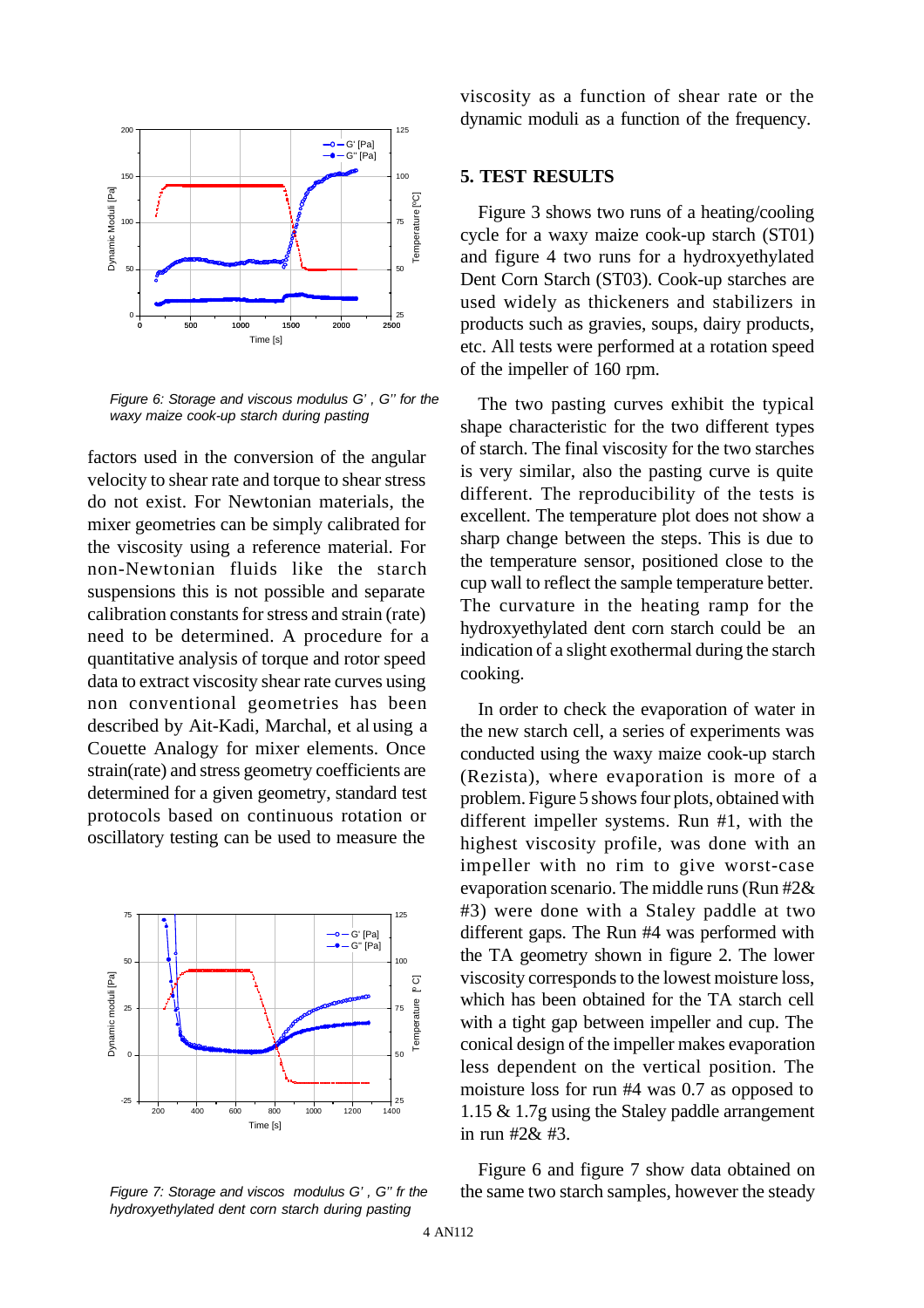Figure 6: Storage and viscous modulus G' , G'' for the waxy maize cook-up starch during pasting

factors used in the conversion of the angular velocity to shear rate and torque to shear stress do not exist. For Newtonian materials, the mixer geometries can be simply calibrated for the viscosity using a reference material. For non-Newtonian fluids like the starch suspensions this is not possible and separate calibration constants for stress and strain (rate) need to be determined. A procedure for a quantitative analysis of torque and rotor speed data to extract viscosity shear rate curves using non conventional geometries has been described by Ait-Kadi, Marchal, et al using a Couette Analogy for mixer elements. Once strain(rate) and stress geometry coefficients are determined for a given geometry, standard test protocols based on continuous rotation or oscillatory testing can be used to measure the viscosity as a function of shear rate or the dynamic moduli as a function of the frequency.

Figure 7: Storage and viscos modulus G' , G'' fr the hydroxyethylated dent corn starch during pasting

## 5. TEST RESULTS

Figure 3 shows two runs of a heating/cooling cycle for a waxy maize cook-up starch (ST01) and figure 4 two runs for a hydroxyethylated Dent Corn Starch (ST03). Cook-up starches are used widely as thickeners and stabilizers in products such as gravies, soups, dairy products, etc. All tests were performed at a rotation speed of the impeller of 160 rpm.

The two pasting curves exhibit the typical shape characteristic for the two different types of starch. The final viscosity for the two starches is very similar, also the pasting curve is quite different. The reproducibility of the tests is excellent. The temperature plot does not show a sharp change between the steps. This is due to the temperature sensor, positioned close to the cup wall to reflect the sample temperature better. The curvature in the heating ramp for the hydroxyethylated dent corn starch could be an indication of a slight exothermal during the starch cooking.

In order to check the evaporation of water in the new starch cell, a series of experiments was conducted using the waxy maize cook-up starch (Rezista), where evaporation is more of a problem. Figure 5 shows four plots, obtained with different impeller systems. Run #1, with the highest viscosity profile, was done with an impeller with no rim to give worst-case evaporation scenario. The middle runs (Run #2& #3) were done with a Staley paddle at two different gaps. The Run #4 was performed with the TA geometry shown in figure 2. The lower viscosity corresponds to the lowest moisture loss, which has been obtained for the TA starch cell with a tight gap between impeller and cup. The conical design of the impeller makes evaporation less dependent on the vertical position. The moisture loss for run #4 was 0.7 as opposed to 1.15 & 1.7g using the Staley paddle arrangement in run #2& #3.

Figure 6 and figure 7 show data obtained on the same two starch samples, however the steady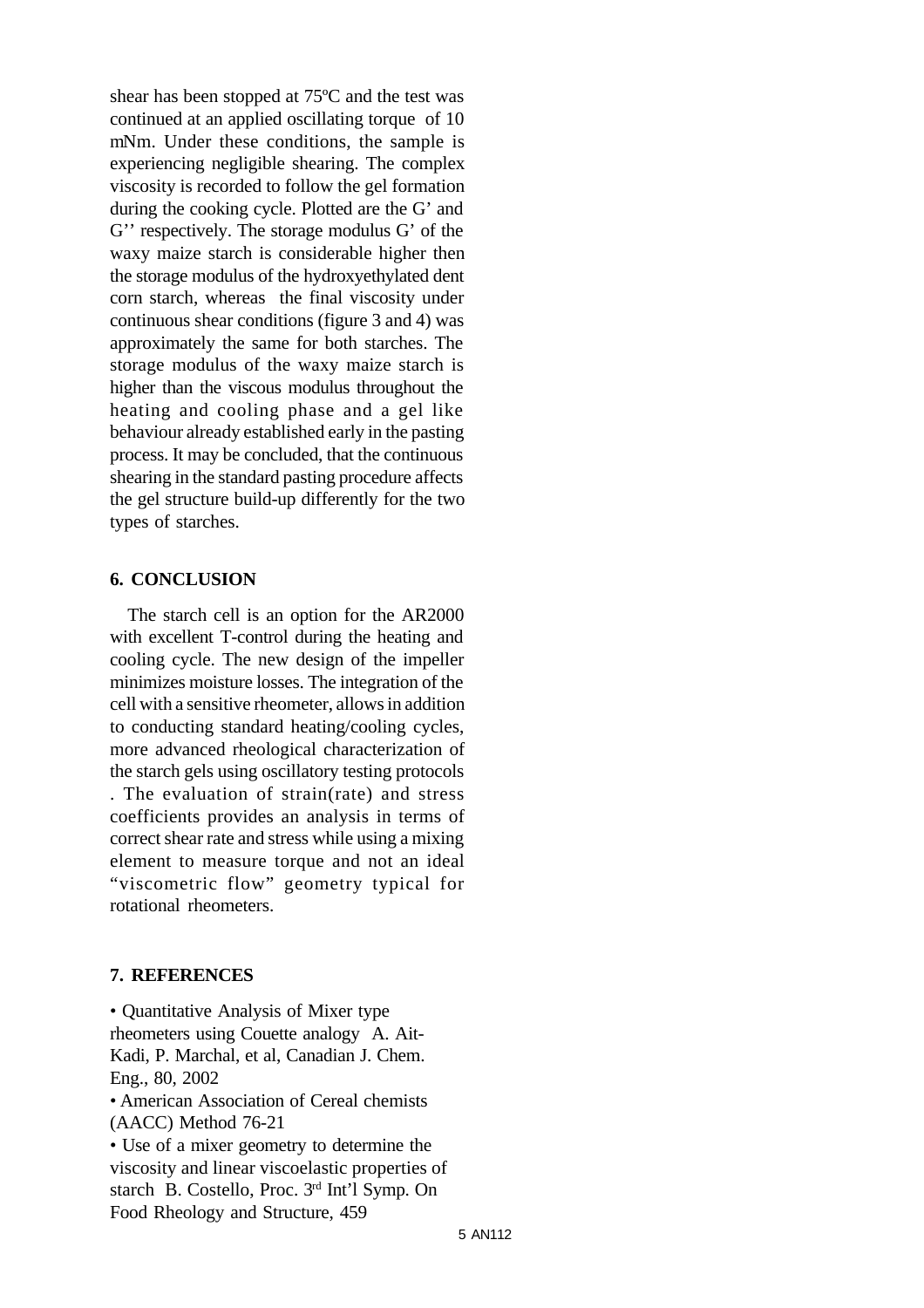shear has been stopped at 75ºC and the test was continued at an applied oscillating torque of 10 mNm. Under these conditions, the sample is experiencing negligible shearing. The complex viscosity is recorded to follow the gel formation during the cooking cycle. Plotted are the G' and G'' respectively. The storage modulus G' of the waxy maize starch is considerable higher then the storage modulus of the hydroxyethylated dent corn starch, whereas the final viscosity under continuous shear conditions (figure 3 and 4) was approximately the same for both starches. The storage modulus of the waxy maize starch is higher than the viscous modulus throughout the heating and cooling phase and a gel like behaviour already established early in the pasting process. It may be concluded, that the continuous shearing in the standard pasting procedure affects the gel structure build-up differently for the two types of starches.

## 6. CONCLUSION

The starch cell is an option for the AR2000 with excellent T-control during the heating and cooling cycle. The new design of the impeller minimizes moisture losses. The integration of the cell with a sensitive rheometer, allows in addition to conducting standard heating/cooling cycles, more advanced rheological characterization of the starch gels using oscillatory testing protocols . The evaluation of strain(rate) and stress coefficients provides an analysis in terms of correct shear rate and stress while using a mixing element to measure torque and not an ideal "viscometric flow" geometry typical for rotational rheometers.

## 7. REFERENCES

- Quantitative Analysis of Mixer type rheometers using Couette analogy A. Ait-Kadi, P. Marchal, et al, Canadian J. Chem. Eng., 80, 2002
- American Association of Cereal chemists (AACC) Method 76-21
- Use of a mixer geometry to determine the viscosity and linear viscoelastic properties of starch B. Costello, Proc. 3rd Int'l Symp. On Food Rheology and Structure, 459